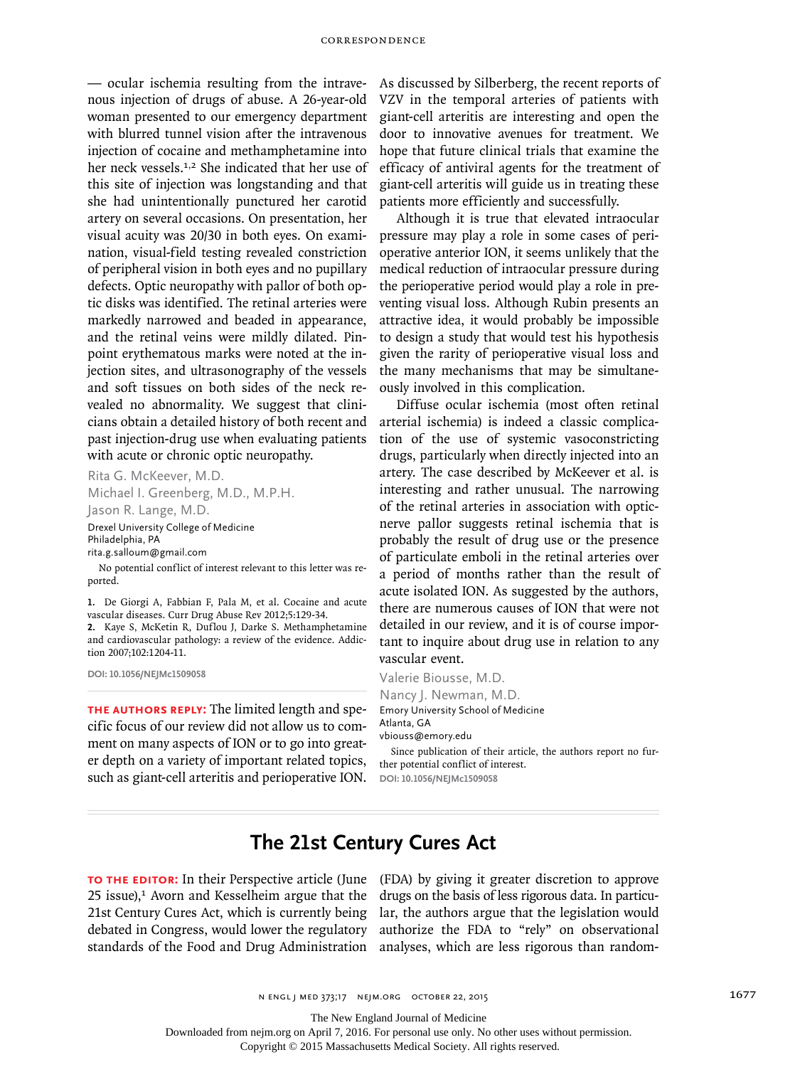— ocular ischemia resulting from the intravenous injection of drugs of abuse. A 26-year-old woman presented to our emergency department with blurred tunnel vision after the intravenous injection of cocaine and methamphetamine into her neck vessels.[1,2] She indicated that her use of this site of injection was longstanding and that she had unintentionally punctured her carotid artery on several occasions. On presentation, her visual acuity was 20/30 in both eyes. On examination, visual-field testing revealed constriction of peripheral vision in both eyes and no pupillary defects. Optic neuropathy with pallor of both optic disks was identified. The retinal arteries were markedly narrowed and beaded in appearance, and the retinal veins were mildly dilated. Pinpoint erythematous marks were noted at the injection sites, and ultrasonography of the vessels and soft tissues on both sides of the neck revealed no abnormality. We suggest that clinicians obtain a detailed history of both recent and past injection-drug use when evaluating patients with acute or chronic optic neuropathy.

Rita G. McKeever, M.D.
Michael I. Greenberg, M.D., M.P.H.
Jason R. Lange, M.D.
Drexel University College of Medicine
Philadelphia, PA
rita.g.salloum@gmail.com

No potential conflict of interest relevant to this letter was reported.

1. De Giorgi A, Fabbian F, Pala M, et al. Cocaine and acute vascular diseases. Curr Drug Abuse Rev 2012;5:129-34.
2. Kaye S, McKetin R, Duflou J, Darke S. Methamphetamine and cardiovascular pathology: a review of the evidence. Addiction 2007;102:1204-11.

DOI: 10.1056/NEJMc1509058

**THE AUTHORS REPLY:** The limited length and specific focus of our review did not allow us to comment on many aspects of ION or to go into greater depth on a variety of important related topics, such as giant-cell arteritis and perioperative ION. As discussed by Silberberg, the recent reports of VZV in the temporal arteries of patients with giant-cell arteritis are interesting and open the door to innovative avenues for treatment. We hope that future clinical trials that examine the efficacy of antiviral agents for the treatment of giant-cell arteritis will guide us in treating these patients more efficiently and successfully.

Although it is true that elevated intraocular pressure may play a role in some cases of perioperative anterior ION, it seems unlikely that the medical reduction of intraocular pressure during the perioperative period would play a role in preventing visual loss. Although Rubin presents an attractive idea, it would probably be impossible to design a study that would test his hypothesis given the rarity of perioperative visual loss and the many mechanisms that may be simultaneously involved in this complication.

Diffuse ocular ischemia (most often retinal arterial ischemia) is indeed a classic complication of the use of systemic vasoconstricting drugs, particularly when directly injected into an artery. The case described by McKeever et al. is interesting and rather unusual. The narrowing of the retinal arteries in association with optic-nerve pallor suggests retinal ischemia that is probably the result of drug use or the presence of particulate emboli in the retinal arteries over a period of months rather than the result of acute isolated ION. As suggested by the authors, there are numerous causes of ION that were not detailed in our review, and it is of course important to inquire about drug use in relation to any vascular event.

Valerie Biousse, M.D.
Nancy J. Newman, M.D.
Emory University School of Medicine
Atlanta, GA
vbiouss@emory.edu

Since publication of their article, the authors report no further potential conflict of interest.

DOI: 10.1056/NEJMc1509058

# The 21st Century Cures Act

**TO THE EDITOR:** In their Perspective article (June 25 issue),[1] Avorn and Kesselheim argue that the 21st Century Cures Act, which is currently being debated in Congress, would lower the regulatory standards of the Food and Drug Administration (FDA) by giving it greater discretion to approve drugs on the basis of less rigorous data. In particular, the authors argue that the legislation would authorize the FDA to "rely" on observational analyses, which are less rigorous than random-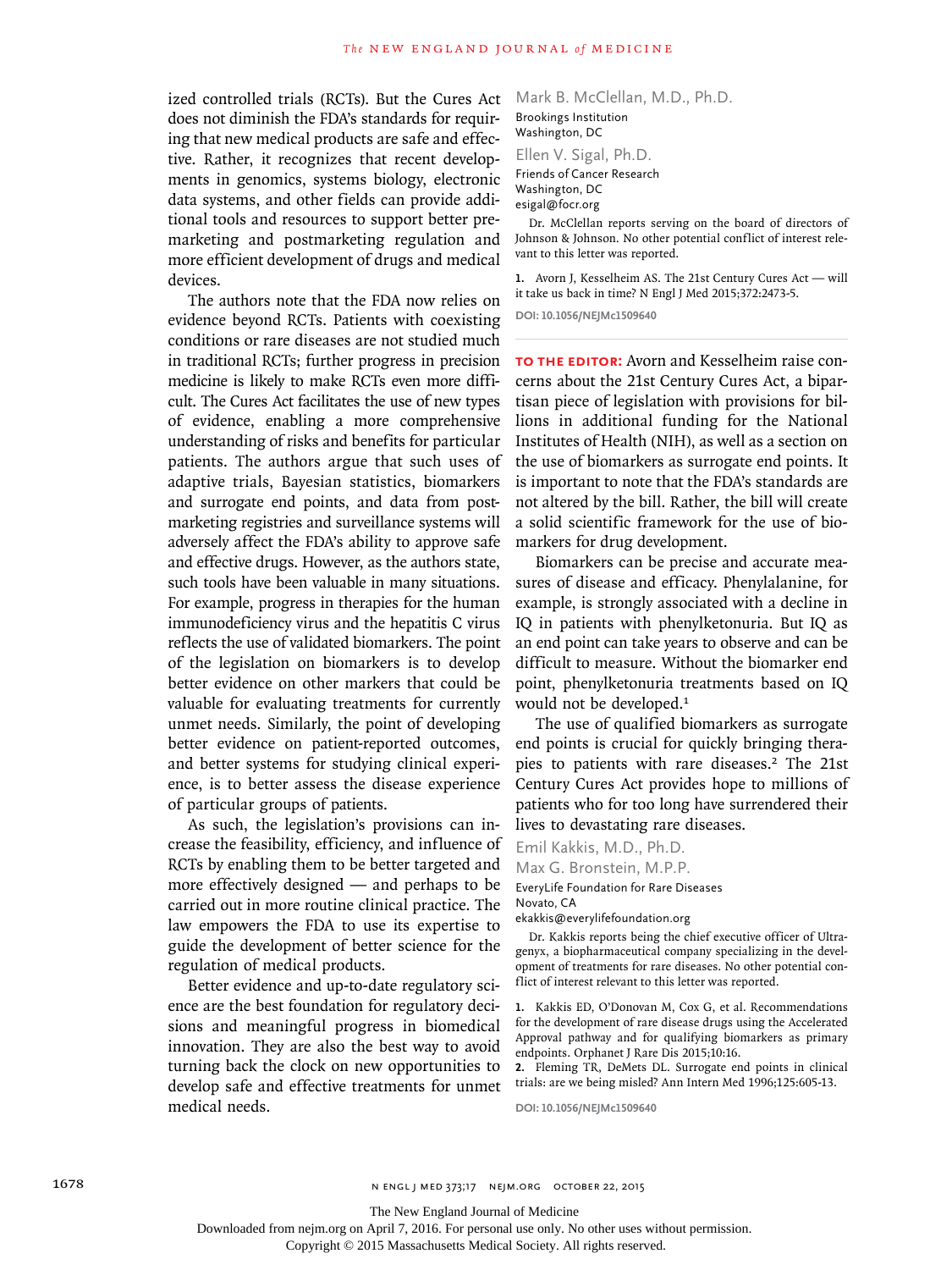ized controlled trials (RCTs). But the Cures Act does not diminish the FDA's standards for requiring that new medical products are safe and effective. Rather, it recognizes that recent developments in genomics, systems biology, electronic data systems, and other fields can provide additional tools and resources to support better premarketing and postmarketing regulation and more efficient development of drugs and medical devices.

The authors note that the FDA now relies on evidence beyond RCTs. Patients with coexisting conditions or rare diseases are not studied much in traditional RCTs; further progress in precision medicine is likely to make RCTs even more difficult. The Cures Act facilitates the use of new types of evidence, enabling a more comprehensive understanding of risks and benefits for particular patients. The authors argue that such uses of adaptive trials, Bayesian statistics, biomarkers and surrogate end points, and data from postmarketing registries and surveillance systems will adversely affect the FDA's ability to approve safe and effective drugs. However, as the authors state, such tools have been valuable in many situations. For example, progress in therapies for the human immunodeficiency virus and the hepatitis C virus reflects the use of validated biomarkers. The point of the legislation on biomarkers is to develop better evidence on other markers that could be valuable for evaluating treatments for currently unmet needs. Similarly, the point of developing better evidence on patient-reported outcomes, and better systems for studying clinical experience, is to better assess the disease experience of particular groups of patients.

As such, the legislation's provisions can increase the feasibility, efficiency, and influence of RCTs by enabling them to be better targeted and more effectively designed — and perhaps to be carried out in more routine clinical practice. The law empowers the FDA to use its expertise to guide the development of better science for the regulation of medical products.

Better evidence and up-to-date regulatory science are the best foundation for regulatory decisions and meaningful progress in biomedical innovation. They are also the best way to avoid turning back the clock on new opportunities to develop safe and effective treatments for unmet medical needs.

Mark B. McClellan, M.D., Ph.D.
Brookings Institution
Washington, DC

Ellen V. Sigal, Ph.D.
Friends of Cancer Research
Washington, DC
esigal@focr.org

Dr. McClellan reports serving on the board of directors of Johnson & Johnson. No other potential conflict of interest relevant to this letter was reported.

1. Avorn J, Kesselheim AS. The 21st Century Cures Act — will it take us back in time? N Engl J Med 2015;372:2473-5.

DOI: 10.1056/NEJMc1509640

**TO THE EDITOR:** Avorn and Kesselheim raise concerns about the 21st Century Cures Act, a bipartisan piece of legislation with provisions for billions in additional funding for the National Institutes of Health (NIH), as well as a section on the use of biomarkers as surrogate end points. It is important to note that the FDA's standards are not altered by the bill. Rather, the bill will create a solid scientific framework for the use of biomarkers for drug development.

Biomarkers can be precise and accurate measures of disease and efficacy. Phenylalanine, for example, is strongly associated with a decline in IQ in patients with phenylketonuria. But IQ as an end point can take years to observe and can be difficult to measure. Without the biomarker end point, phenylketonuria treatments based on IQ would not be developed.[1]

The use of qualified biomarkers as surrogate end points is crucial for quickly bringing therapies to patients with rare diseases.[2] The 21st Century Cures Act provides hope to millions of patients who for too long have surrendered their lives to devastating rare diseases.

Emil Kakkis, M.D., Ph.D.
Max G. Bronstein, M.P.P.
EveryLife Foundation for Rare Diseases
Novato, CA
ekakkis@everylifefoundation.org

Dr. Kakkis reports being the chief executive officer of Ultragenyx, a biopharmaceutical company specializing in the development of treatments for rare diseases. No other potential conflict of interest relevant to this letter was reported.

1. Kakkis ED, O'Donovan M, Cox G, et al. Recommendations for the development of rare disease drugs using the Accelerated Approval pathway and for qualifying biomarkers as primary endpoints. Orphanet J Rare Dis 2015;10:16.
2. Fleming TR, DeMets DL. Surrogate end points in clinical trials: are we being misled? Ann Intern Med 1996;125:605-13.

DOI: 10.1056/NEJMc1509640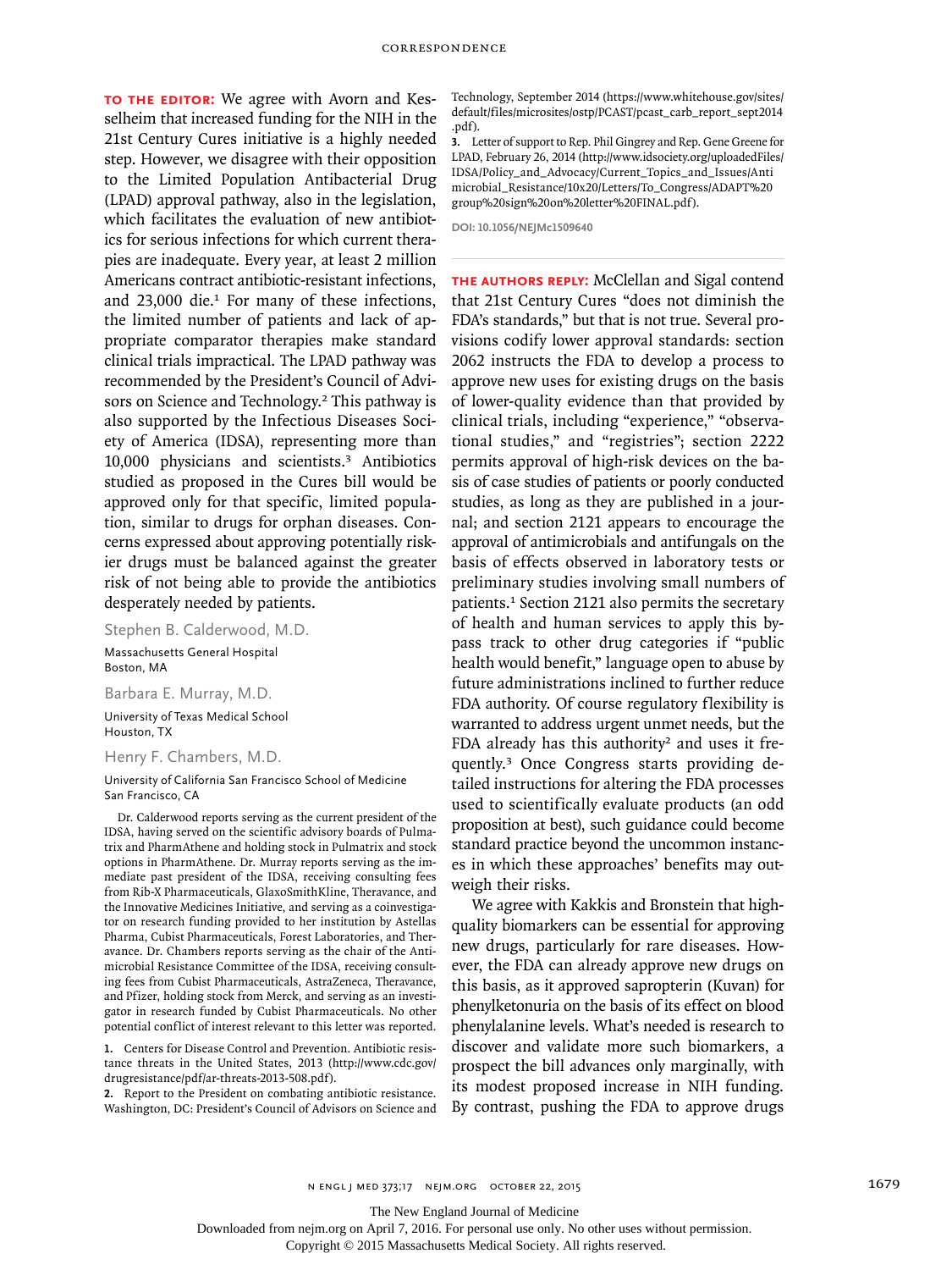**TO THE EDITOR:** We agree with Avorn and Kesselheim that increased funding for the NIH in the 21st Century Cures initiative is a highly needed step. However, we disagree with their opposition to the Limited Population Antibacterial Drug (LPAD) approval pathway, also in the legislation, which facilitates the evaluation of new antibiotics for serious infections for which current therapies are inadequate. Every year, at least 2 million Americans contract antibiotic-resistant infections, and 23,000 die.[1] For many of these infections, the limited number of patients and lack of appropriate comparator therapies make standard clinical trials impractical. The LPAD pathway was recommended by the President's Council of Advisors on Science and Technology.[2] This pathway is also supported by the Infectious Diseases Society of America (IDSA), representing more than 10,000 physicians and scientists.[3] Antibiotics studied as proposed in the Cures bill would be approved only for that specific, limited population, similar to drugs for orphan diseases. Concerns expressed about approving potentially riskier drugs must be balanced against the greater risk of not being able to provide the antibiotics desperately needed by patients.

Stephen B. Calderwood, M.D.

Massachusetts General Hospital
Boston, MA

Barbara E. Murray, M.D.

University of Texas Medical School
Houston, TX

Henry F. Chambers, M.D.

University of California San Francisco School of Medicine
San Francisco, CA

Dr. Calderwood reports serving as the current president of the IDSA, having served on the scientific advisory boards of Pulmatrix and PharmAthene and holding stock in Pulmatrix and stock options in PharmAthene. Dr. Murray reports serving as the immediate past president of the IDSA, receiving consulting fees from Rib-X Pharmaceuticals, GlaxoSmithKline, Theravance, and the Innovative Medicines Initiative, and serving as a coinvestigator on research funding provided to her institution by Astellas Pharma, Cubist Pharmaceuticals, Forest Laboratories, and Theravance. Dr. Chambers reports serving as the chair of the Antimicrobial Resistance Committee of the IDSA, receiving consulting fees from Cubist Pharmaceuticals, AstraZeneca, Theravance, and Pfizer, holding stock from Merck, and serving as an investigator in research funded by Cubist Pharmaceuticals. No other potential conflict of interest relevant to this letter was reported.

1. Centers for Disease Control and Prevention. Antibiotic resistance threats in the United States, 2013 (http://www.cdc.gov/drugresistance/pdf/ar-threats-2013-508.pdf).
2. Report to the President on combating antibiotic resistance. Washington, DC: President's Council of Advisors on Science and Technology, September 2014 (https://www.whitehouse.gov/sites/default/files/microsites/ostp/PCAST/pcast_carb_report_sept2014.pdf).
3. Letter of support to Rep. Phil Gingrey and Rep. Gene Greene for LPAD, February 26, 2014 (http://www.idsociety.org/uploadedFiles/IDSA/Policy_and_Advocacy/Current_Topics_and_Issues/Antimicrobial_Resistance/10x20/Letters/To_Congress/ADAPT%20group%20sign%20on%20letter%20FINAL.pdf).

DOI: 10.1056/NEJMc1509640

---

**THE AUTHORS REPLY:** McClellan and Sigal contend that 21st Century Cures "does not diminish the FDA's standards," but that is not true. Several provisions codify lower approval standards: section 2062 instructs the FDA to develop a process to approve new uses for existing drugs on the basis of lower-quality evidence than that provided by clinical trials, including "experience," "observational studies," and "registries"; section 2222 permits approval of high-risk devices on the basis of case studies of patients or poorly conducted studies, as long as they are published in a journal; and section 2121 appears to encourage the approval of antimicrobials and antifungals on the basis of effects observed in laboratory tests or preliminary studies involving small numbers of patients.[1] Section 2121 also permits the secretary of health and human services to apply this bypass track to other drug categories if "public health would benefit," language open to abuse by future administrations inclined to further reduce FDA authority. Of course regulatory flexibility is warranted to address urgent unmet needs, but the FDA already has this authority[2] and uses it frequently.[3] Once Congress starts providing detailed instructions for altering the FDA processes used to scientifically evaluate products (an odd proposition at best), such guidance could become standard practice beyond the uncommon instances in which these approaches' benefits may outweigh their risks.

We agree with Kakkis and Bronstein that high-quality biomarkers can be essential for approving new drugs, particularly for rare diseases. However, the FDA can already approve new drugs on this basis, as it approved sapropterin (Kuvan) for phenylketonuria on the basis of its effect on blood phenylalanine levels. What's needed is research to discover and validate more such biomarkers, a prospect the bill advances only marginally, with its modest proposed increase in NIH funding. By contrast, pushing the FDA to approve drugs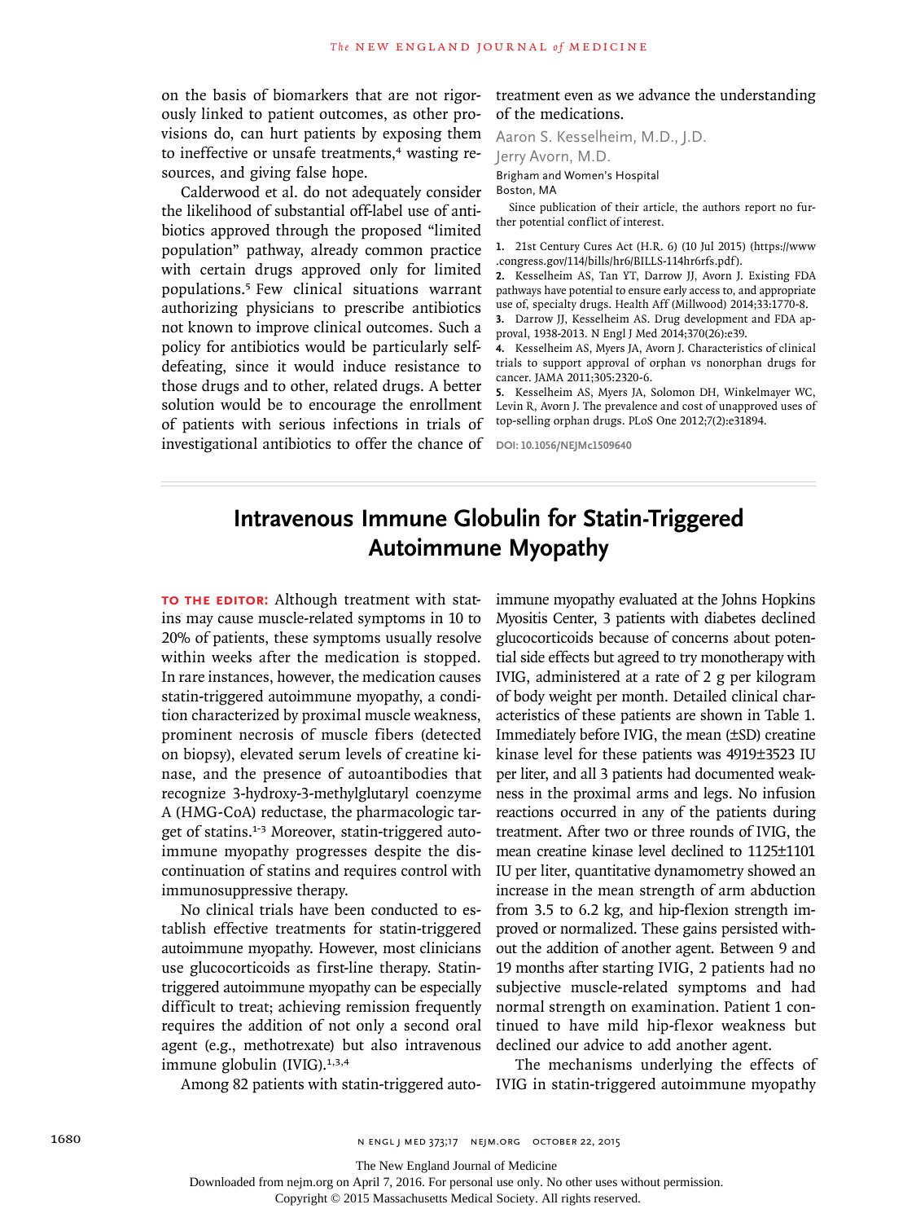on the basis of biomarkers that are not rigorously linked to patient outcomes, as other provisions do, can hurt patients by exposing them to ineffective or unsafe treatments,[4] wasting resources, and giving false hope.

Calderwood et al. do not adequately consider the likelihood of substantial off-label use of antibiotics approved through the proposed "limited population" pathway, already common practice with certain drugs approved only for limited populations.[5] Few clinical situations warrant authorizing physicians to prescribe antibiotics not known to improve clinical outcomes. Such a policy for antibiotics would be particularly self-defeating, since it would induce resistance to those drugs and to other, related drugs. A better solution would be to encourage the enrollment of patients with serious infections in trials of investigational antibiotics to offer the chance of treatment even as we advance the understanding of the medications.

Aaron S. Kesselheim, M.D., J.D.
Jerry Avorn, M.D.
Brigham and Women's Hospital
Boston, MA

Since publication of their article, the authors report no further potential conflict of interest.

1. 21st Century Cures Act (H.R. 6) (10 Jul 2015) (https://www.congress.gov/114/bills/hr6/BILLS-114hr6rfs.pdf).
2. Kesselheim AS, Tan YT, Darrow JJ, Avorn J. Existing FDA pathways have potential to ensure early access to, and appropriate use of, specialty drugs. Health Aff (Millwood) 2014;33:1770-8.
3. Darrow JJ, Kesselheim AS. Drug development and FDA approval, 1938-2013. N Engl J Med 2014;370(26):e39.
4. Kesselheim AS, Myers JA, Avorn J. Characteristics of clinical trials to support approval of orphan vs nonorphan drugs for cancer. JAMA 2011;305:2320-6.
5. Kesselheim AS, Myers JA, Solomon DH, Winkelmayer WC, Levin R, Avorn J. The prevalence and cost of unapproved uses of top-selling orphan drugs. PLoS One 2012;7(2):e31894.

DOI: 10.1056/NEJMc1509640

# Intravenous Immune Globulin for Statin-Triggered Autoimmune Myopathy

**TO THE EDITOR:** Although treatment with statins may cause muscle-related symptoms in 10 to 20% of patients, these symptoms usually resolve within weeks after the medication is stopped. In rare instances, however, the medication causes statin-triggered autoimmune myopathy, a condition characterized by proximal muscle weakness, prominent necrosis of muscle fibers (detected on biopsy), elevated serum levels of creatine kinase, and the presence of autoantibodies that recognize 3-hydroxy-3-methylglutaryl coenzyme A (HMG-CoA) reductase, the pharmacologic target of statins.[1-3] Moreover, statin-triggered autoimmune myopathy progresses despite the discontinuation of statins and requires control with immunosuppressive therapy.

No clinical trials have been conducted to establish effective treatments for statin-triggered autoimmune myopathy. However, most clinicians use glucocorticoids as first-line therapy. Statin-triggered autoimmune myopathy can be especially difficult to treat; achieving remission frequently requires the addition of not only a second oral agent (e.g., methotrexate) but also intravenous immune globulin (IVIG).[1,3,4]

Among 82 patients with statin-triggered autoimmune myopathy evaluated at the Johns Hopkins Myositis Center, 3 patients with diabetes declined glucocorticoids because of concerns about potential side effects but agreed to try monotherapy with IVIG, administered at a rate of 2 g per kilogram of body weight per month. Detailed clinical characteristics of these patients are shown in Table 1. Immediately before IVIG, the mean (±SD) creatine kinase level for these patients was 4919±3523 IU per liter, and all 3 patients had documented weakness in the proximal arms and legs. No infusion reactions occurred in any of the patients during treatment. After two or three rounds of IVIG, the mean creatine kinase level declined to 1125±1101 IU per liter, quantitative dynamometry showed an increase in the mean strength of arm abduction from 3.5 to 6.2 kg, and hip-flexion strength improved or normalized. These gains persisted without the addition of another agent. Between 9 and 19 months after starting IVIG, 2 patients had no subjective muscle-related symptoms and had normal strength on examination. Patient 1 continued to have mild hip-flexor weakness but declined our advice to add another agent.

The mechanisms underlying the effects of IVIG in statin-triggered autoimmune myopathy